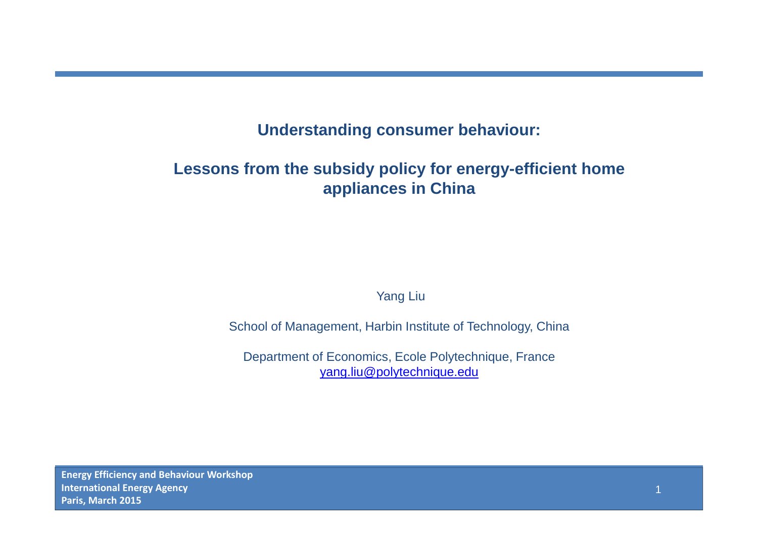# Understanding consumer behaviour:

## Lessons from the subsidy policy for energy-efficient home appliances in China

Yang Liu

School of Management, Harbin Institute of Technology, China

Department of Economics, Ecole Polytechnique, France
yang.liu@polytechnique.edu

**Energy Efficiency and Behaviour Workshop**
**International Energy Agency**
**Paris, March 2015**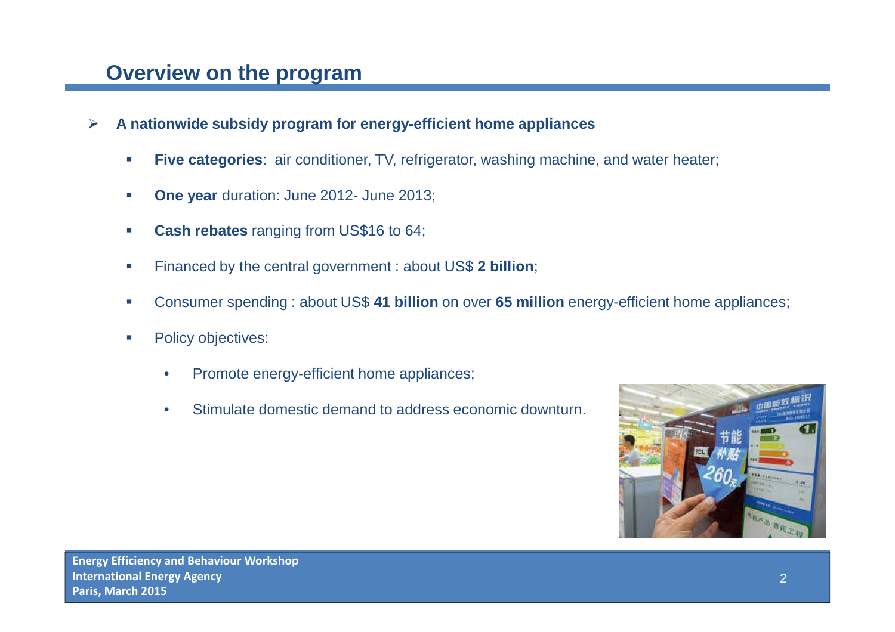## Overview on the program

- **A nationwide subsidy program for energy-efficient home appliances**
  - **Five categories**: air conditioner, TV, refrigerator, washing machine, and water heater;
  - **One year** duration: June 2012- June 2013;
  - **Cash rebates** ranging from US$16 to 64;
  - Financed by the central government : about US$ **2 billion**;
  - Consumer spending : about US$ **41 billion** on over **65 million** energy-efficient home appliances;
  - Policy objectives:
    - Promote energy-efficient home appliances;
    - Stimulate domestic demand to address economic downturn.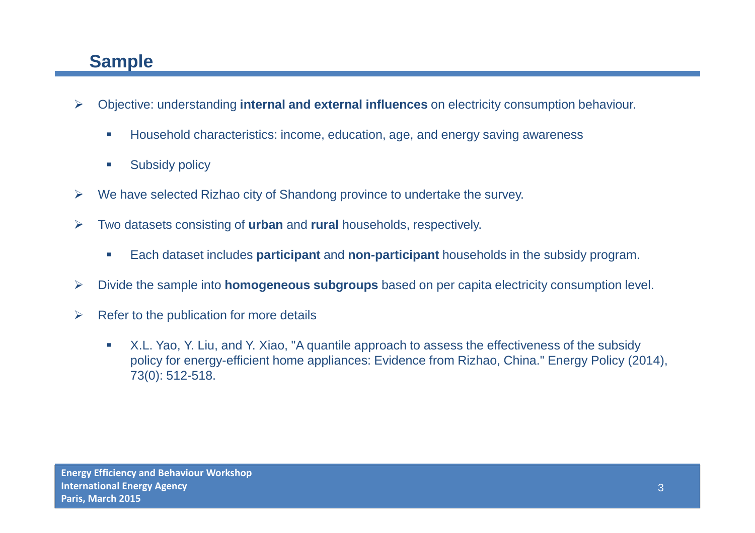## Sample

- Objective: understanding **internal and external influences** on electricity consumption behaviour.
  - Household characteristics: income, education, age, and energy saving awareness
  - Subsidy policy
- We have selected Rizhao city of Shandong province to undertake the survey.
- Two datasets consisting of **urban** and **rural** households, respectively.
  - Each dataset includes **participant** and **non-participant** households in the subsidy program.
- Divide the sample into **homogeneous subgroups** based on per capita electricity consumption level.
- Refer to the publication for more details
  - X.L. Yao, Y. Liu, and Y. Xiao, "A quantile approach to assess the effectiveness of the subsidy policy for energy-efficient home appliances: Evidence from Rizhao, China." Energy Policy (2014), 73(0): 512-518.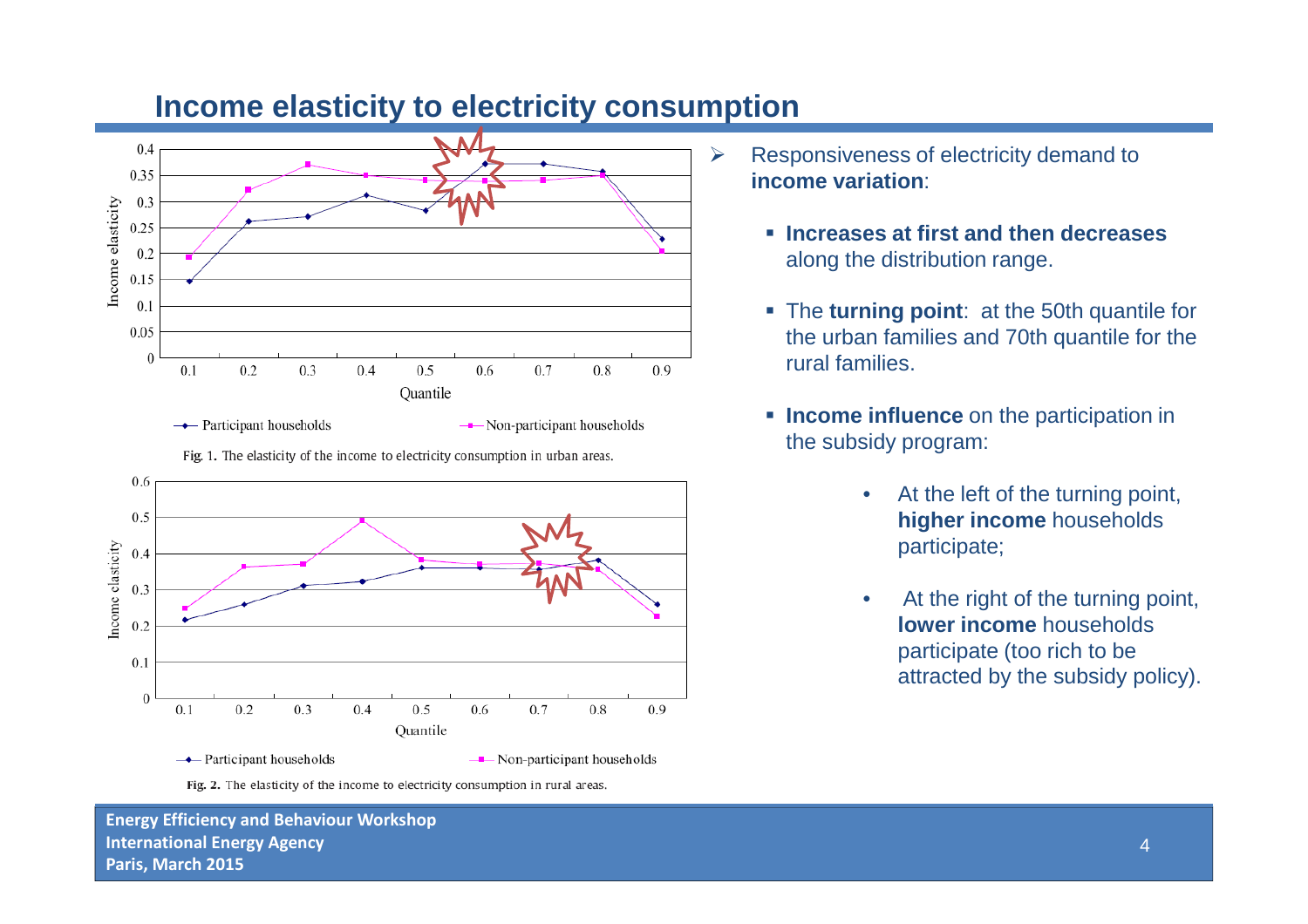## Income elasticity to electricity consumption

Fig. 1. The elasticity of the income to electricity consumption in urban areas.

Fig. 2. The elasticity of the income to electricity consumption in rural areas.

- Responsiveness of electricity demand to **income variation**:
  - **Increases at first and then decreases** along the distribution range.
  - The **turning point**: at the 50th quantile for the urban families and 70th quantile for the rural families.
  - **Income influence** on the participation in the subsidy program:
    - At the left of the turning point, **higher income** households participate;
    - At the right of the turning point, **lower income** households participate (too rich to be attracted by the subsidy policy).

**Energy Efficiency and Behaviour Workshop**
**International Energy Agency**
**Paris, March 2015**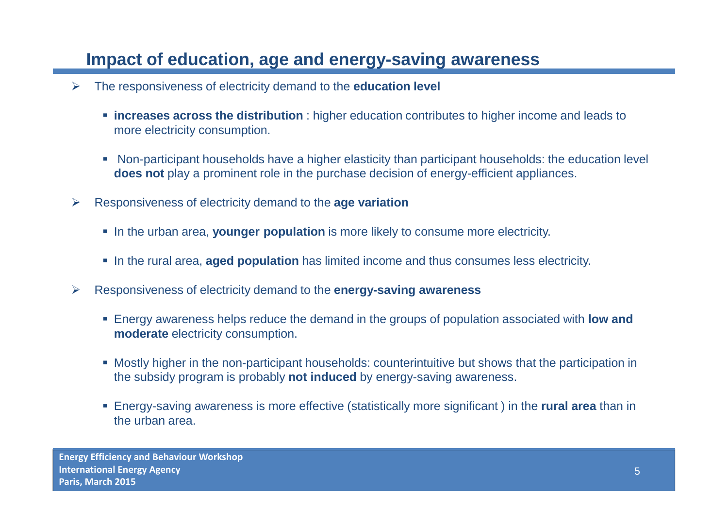## Impact of education, age and energy-saving awareness

- The responsiveness of electricity demand to the **education level**
  - **increases across the distribution** : higher education contributes to higher income and leads to more electricity consumption.
  - Non-participant households have a higher elasticity than participant households: the education level **does not** play a prominent role in the purchase decision of energy-efficient appliances.
- Responsiveness of electricity demand to the **age variation**
  - In the urban area, **younger population** is more likely to consume more electricity.
  - In the rural area, **aged population** has limited income and thus consumes less electricity.
- Responsiveness of electricity demand to the **energy-saving awareness**
  - Energy awareness helps reduce the demand in the groups of population associated with **low and moderate** electricity consumption.
  - Mostly higher in the non-participant households: counterintuitive but shows that the participation in the subsidy program is probably **not induced** by energy-saving awareness.
  - Energy-saving awareness is more effective (statistically more significant ) in the **rural area** than in the urban area.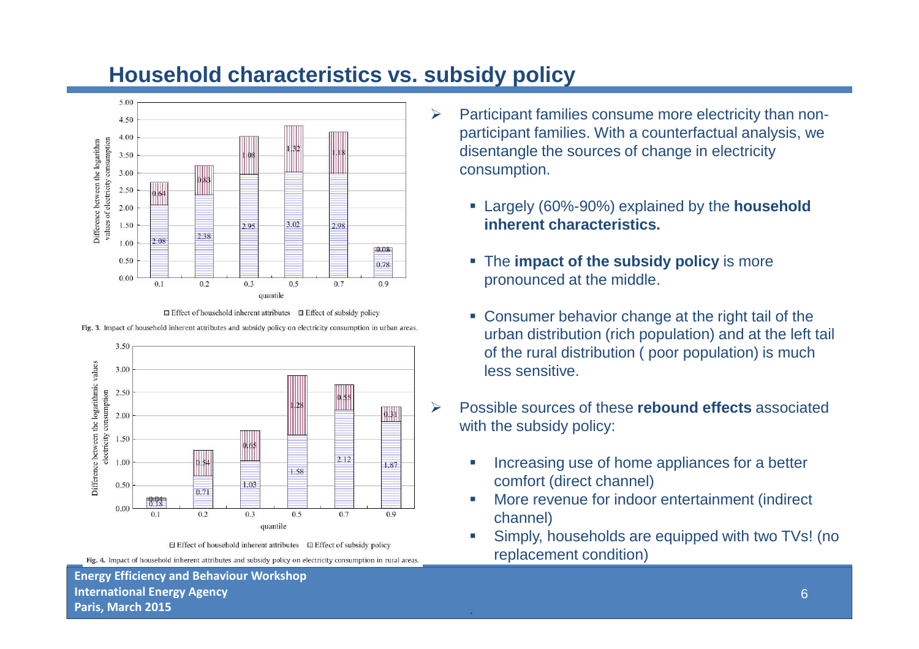## Household characteristics vs. subsidy policy

Fig. 3. Impact of household inherent attributes and subsidy policy on electricity consumption in urban areas.

Fig. 4. Impact of household inherent attributes and subsidy policy on electricity consumption in rural areas.

- Participant families consume more electricity than non-participant families. With a counterfactual analysis, we disentangle the sources of change in electricity consumption.
  - Largely (60%-90%) explained by the **household inherent characteristics.**
  - The **impact of the subsidy policy** is more pronounced at the middle.
  - Consumer behavior change at the right tail of the urban distribution (rich population) and at the left tail of the rural distribution ( poor population) is much less sensitive.
- Possible sources of these **rebound effects** associated with the subsidy policy:
  - Increasing use of home appliances for a better comfort (direct channel)
  - More revenue for indoor entertainment (indirect channel)
  - Simply, households are equipped with two TVs! (no replacement condition)

**Energy Efficiency and Behaviour Workshop**
**International Energy Agency**
**Paris, March 2015**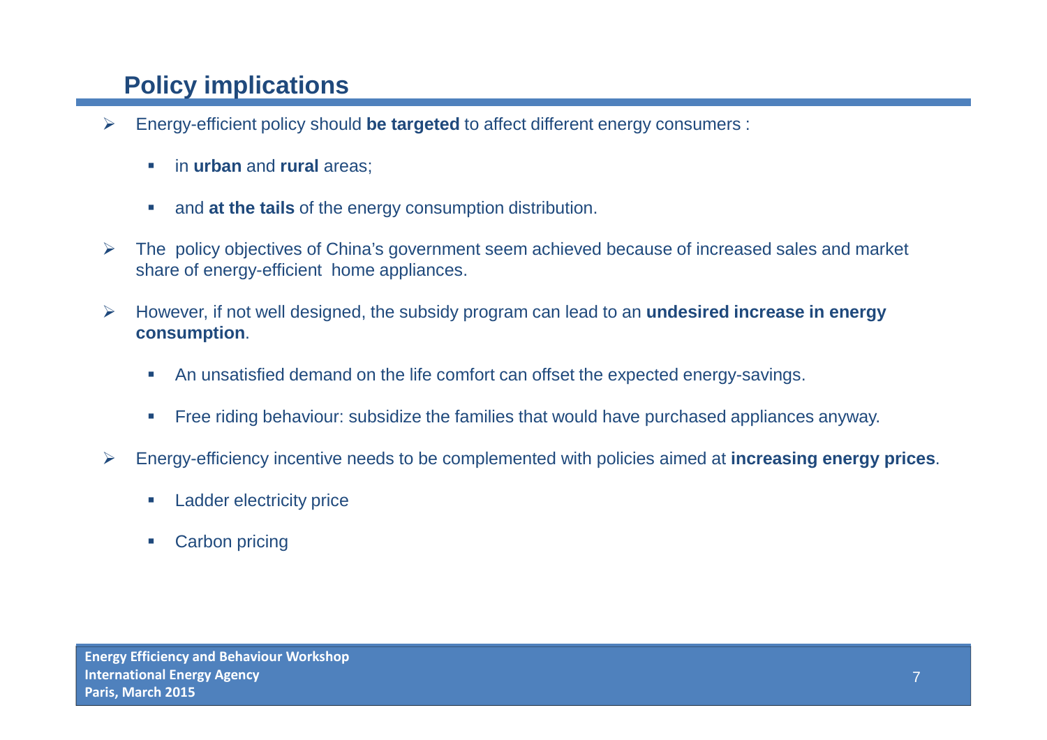## Policy implications

- Energy-efficient policy should **be targeted** to affect different energy consumers :
  - in **urban** and **rural** areas;
  - and **at the tails** of the energy consumption distribution.
- The policy objectives of China's government seem achieved because of increased sales and market share of energy-efficient home appliances.
- However, if not well designed, the subsidy program can lead to an **undesired increase in energy consumption**.
  - An unsatisfied demand on the life comfort can offset the expected energy-savings.
  - Free riding behaviour: subsidize the families that would have purchased appliances anyway.
- Energy-efficiency incentive needs to be complemented with policies aimed at **increasing energy prices**.
  - Ladder electricity price
  - Carbon pricing